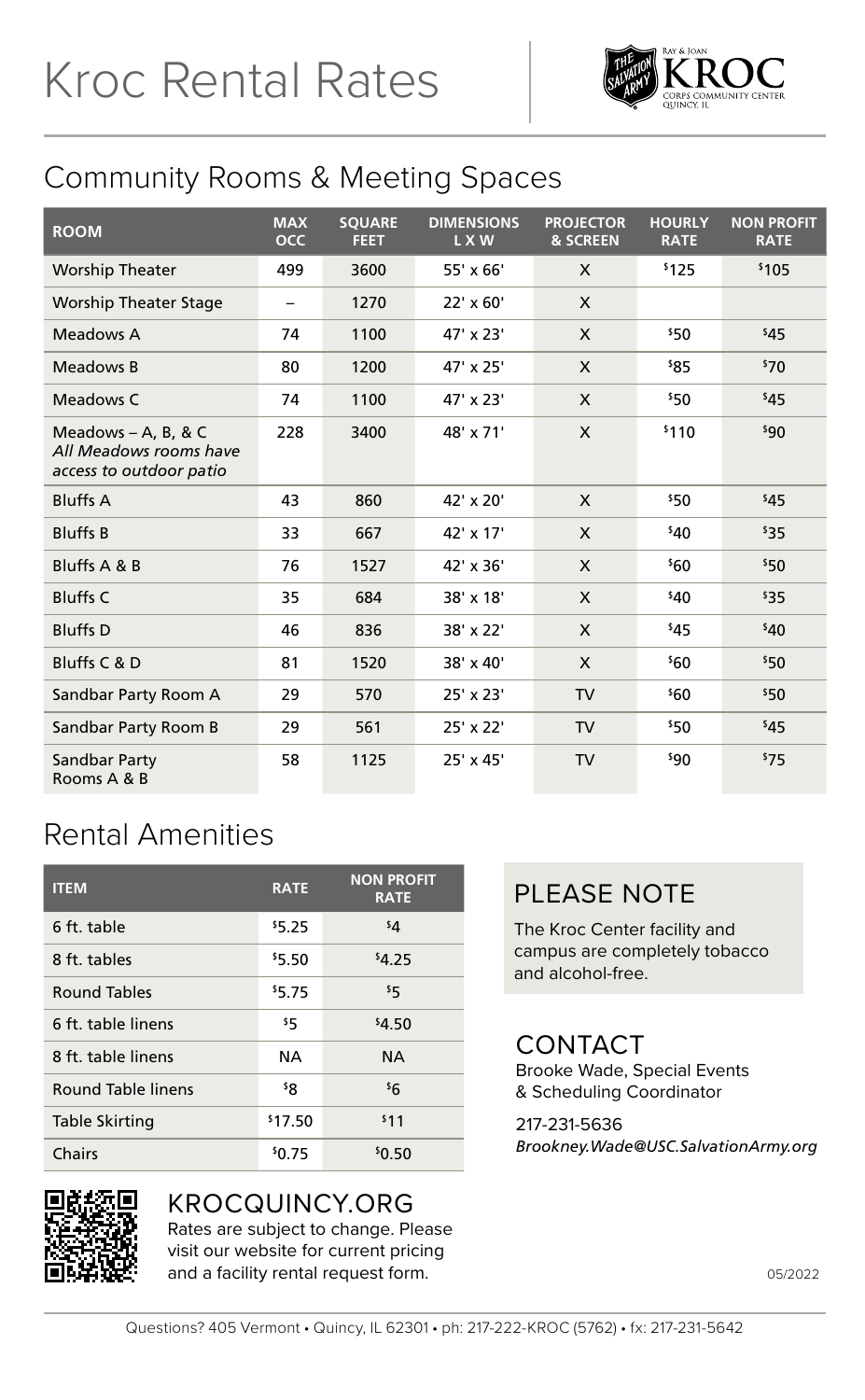# Kroc Rental Rates

## Community Rooms & Meeting Spaces

| ROOM | MAX OCC | SQUARE FEET | DIMENSIONS L X W | PROJECTOR & SCREEN | HOURLY RATE | NON PROFIT RATE |
|---|---|---|---|---|---|---|
| Worship Theater | 499 | 3600 | 55' x 66' | X | $125 | $105 |
| Worship Theater Stage | – | 1270 | 22' x 60' | X | | |
| Meadows A | 74 | 1100 | 47' x 23' | X | $50 | $45 |
| Meadows B | 80 | 1200 | 47' x 25' | X | $85 | $70 |
| Meadows C | 74 | 1100 | 47' x 23' | X | $50 | $45 |
| Meadows – A, B, & C *All Meadows rooms have access to outdoor patio* | 228 | 3400 | 48' x 71' | X | $110 | $90 |
| Bluffs A | 43 | 860 | 42' x 20' | X | $50 | $45 |
| Bluffs B | 33 | 667 | 42' x 17' | X | $40 | $35 |
| Bluffs A & B | 76 | 1527 | 42' x 36' | X | $60 | $50 |
| Bluffs C | 35 | 684 | 38' x 18' | X | $40 | $35 |
| Bluffs D | 46 | 836 | 38' x 22' | X | $45 | $40 |
| Bluffs C & D | 81 | 1520 | 38' x 40' | X | $60 | $50 |
| Sandbar Party Room A | 29 | 570 | 25' x 23' | TV | $60 | $50 |
| Sandbar Party Room B | 29 | 561 | 25' x 22' | TV | $50 | $45 |
| Sandbar Party Rooms A & B | 58 | 1125 | 25' x 45' | TV | $90 | $75 |

## Rental Amenities

| ITEM | RATE | NON PROFIT RATE |
|---|---|---|
| 6 ft. table | $5.25 | $4 |
| 8 ft. tables | $5.50 | $4.25 |
| Round Tables | $5.75 | $5 |
| 6 ft. table linens | $5 | $4.50 |
| 8 ft. table linens | NA | NA |
| Round Table linens | $8 | $6 |
| Table Skirting | $17.50 | $11 |
| Chairs | $0.75 | $0.50 |

### PLEASE NOTE

The Kroc Center facility and campus are completely tobacco and alcohol-free.

### CONTACT

Brooke Wade, Special Events & Scheduling Coordinator

217-231-5636
*Brookney.Wade@USC.SalvationArmy.org*

### KROCQUINCY.ORG

Rates are subject to change. Please visit our website for current pricing and a facility rental request form.

05/2022

Questions? 405 Vermont • Quincy, IL 62301 • ph: 217-222-KROC (5762) • fx: 217-231-5642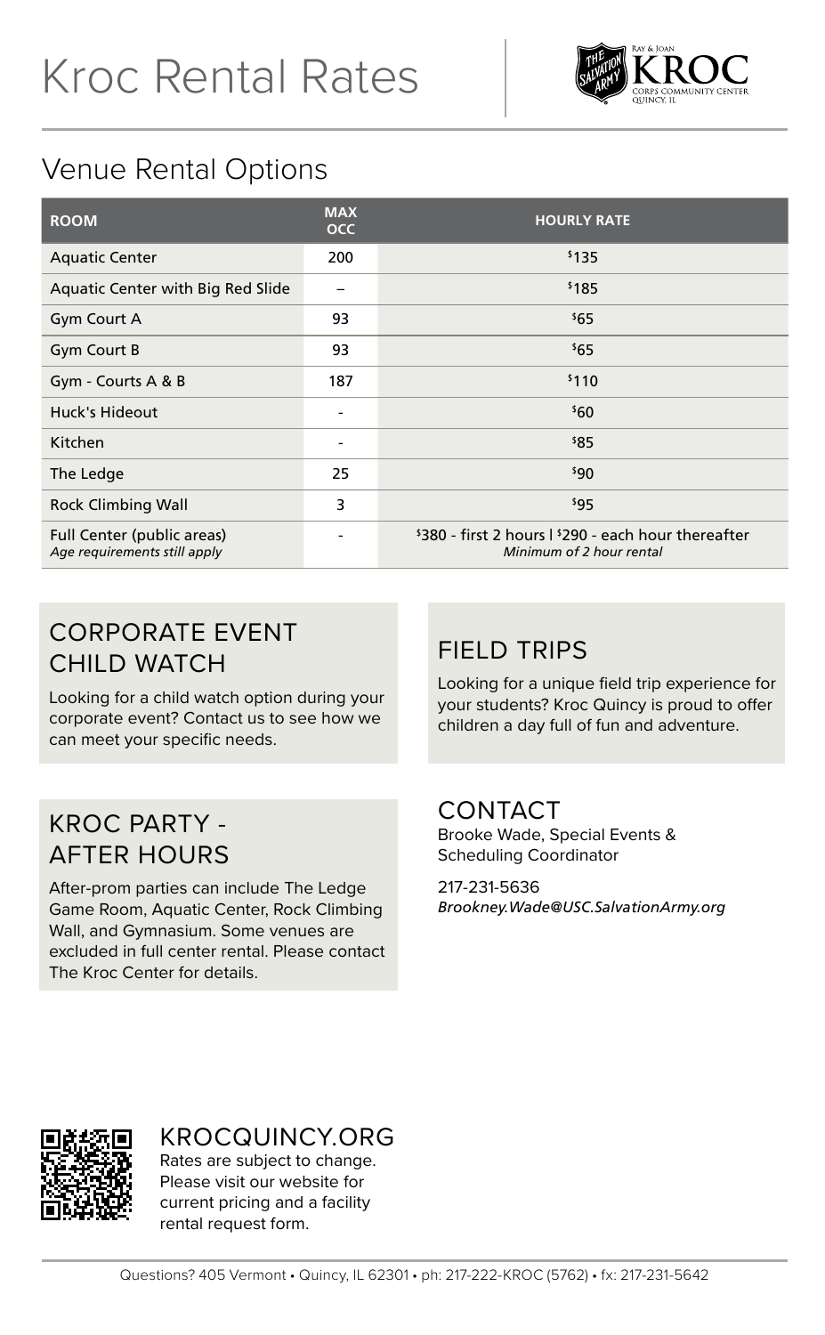# Kroc Rental Rates

## Venue Rental Options

| ROOM | MAX OCC | HOURLY RATE |
|---|---|---|
| Aquatic Center | 200 | $135 |
| Aquatic Center with Big Red Slide | – | $185 |
| Gym Court A | 93 | $65 |
| Gym Court B | 93 | $65 |
| Gym - Courts A & B | 187 | $110 |
| Huck's Hideout | - | $60 |
| Kitchen | - | $85 |
| The Ledge | 25 | $90 |
| Rock Climbing Wall | 3 | $95 |
| Full Center (public areas) *Age requirements still apply* | - | $380 - first 2 hours \| $290 - each hour thereafter *Minimum of 2 hour rental* |

## CORPORATE EVENT CHILD WATCH

Looking for a child watch option during your corporate event? Contact us to see how we can meet your specific needs.

## KROC PARTY - AFTER HOURS

After-prom parties can include The Ledge Game Room, Aquatic Center, Rock Climbing Wall, and Gymnasium. Some venues are excluded in full center rental. Please contact The Kroc Center for details.

## FIELD TRIPS

Looking for a unique field trip experience for your students? Kroc Quincy is proud to offer children a day full of fun and adventure.

## CONTACT

Brooke Wade, Special Events & Scheduling Coordinator

217-231-5636
*Brookney.Wade@USC.SalvationArmy.org*

## KROCQUINCY.ORG

Rates are subject to change. Please visit our website for current pricing and a facility rental request form.

Questions? 405 Vermont • Quincy, IL 62301 • ph: 217-222-KROC (5762) • fx: 217-231-5642